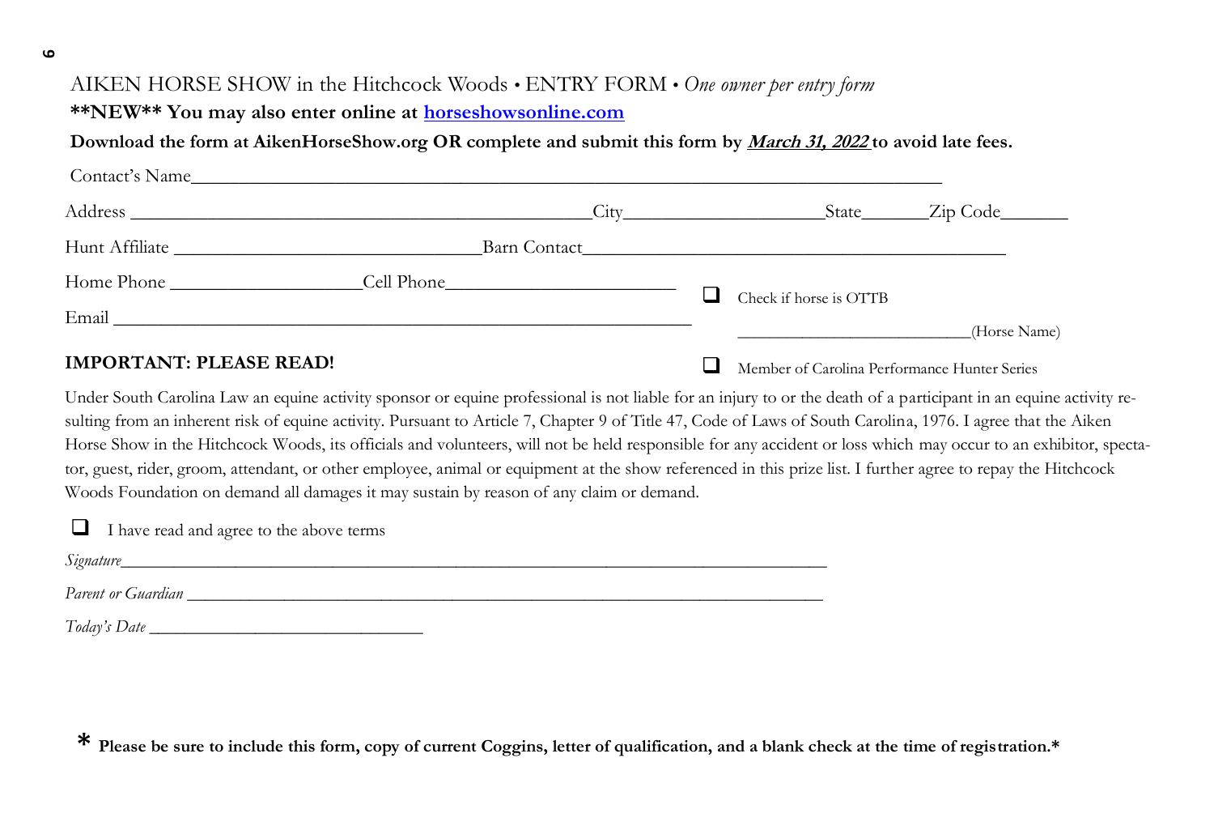AIKEN HORSE SHOW in the Hitchcock Woods • ENTRY FORM • *One owner per entry form*

**\*\*NEW\*\* You may also enter online at [horseshowsonline.com](horseshowsonline.com)**

**Download the form at AikenHorseShow.org OR complete and submit this form by *March 31, 2022* to avoid late fees.**

Contact's Name\_\_\_\_\_\_\_\_\_\_\_\_\_\_\_\_\_\_\_\_\_\_\_\_\_\_\_\_\_\_\_\_\_\_\_\_\_\_\_\_\_\_\_\_\_\_\_\_\_\_\_\_\_\_\_\_\_\_\_\_\_\_\_\_\_\_\_\_\_\_

Address \_\_\_\_\_\_\_\_\_\_\_\_\_\_\_\_\_\_\_\_\_\_\_\_\_\_\_\_\_\_\_\_\_\_\_\_\_\_\_\_\_\_ City\_\_\_\_\_\_\_\_\_\_\_\_\_\_\_\_\_\_ State\_\_\_\_\_\_ Zip Code\_\_\_\_\_\_

Hunt Affiliate \_\_\_\_\_\_\_\_\_\_\_\_\_\_\_\_\_\_\_\_\_\_\_\_\_\_\_\_ Barn Contact\_\_\_\_\_\_\_\_\_\_\_\_\_\_\_\_\_\_\_\_\_\_\_\_\_\_\_\_\_\_\_\_\_\_\_\_\_\_

Home Phone \_\_\_\_\_\_\_\_\_\_\_\_\_\_\_\_\_\_ Cell Phone\_\_\_\_\_\_\_\_\_\_\_\_\_\_\_\_\_\_\_\_\_\_

Email \_\_\_\_\_\_\_\_\_\_\_\_\_\_\_\_\_\_\_\_\_\_\_\_\_\_\_\_\_\_\_\_\_\_\_\_\_\_\_\_\_\_\_\_\_\_\_\_\_\_\_\_\_\_\_

- [ ] Check if horse is OTTB

\_\_\_\_\_\_\_\_\_\_\_\_\_\_\_\_\_\_\_\_\_\_\_\_(Horse Name)

- [ ] Member of Carolina Performance Hunter Series

**IMPORTANT: PLEASE READ!**

Under South Carolina Law an equine activity sponsor or equine professional is not liable for an injury to or the death of a participant in an equine activity resulting from an inherent risk of equine activity. Pursuant to Article 7, Chapter 9 of Title 47, Code of Laws of South Carolina, 1976. I agree that the Aiken Horse Show in the Hitchcock Woods, its officials and volunteers, will not be held responsible for any accident or loss which may occur to an exhibitor, spectator, guest, rider, groom, attendant, or other employee, animal or equipment at the show referenced in this prize list. I further agree to repay the Hitchcock Woods Foundation on demand all damages it may sustain by reason of any claim or demand.

- [ ] I have read and agree to the above terms

*Signature*\_\_\_\_\_\_\_\_\_\_\_\_\_\_\_\_\_\_\_\_\_\_\_\_\_\_\_\_\_\_\_\_\_\_\_\_\_\_\_\_\_\_\_\_\_\_\_\_\_\_\_\_\_\_\_\_\_\_\_\_\_\_

*Parent or Guardian* \_\_\_\_\_\_\_\_\_\_\_\_\_\_\_\_\_\_\_\_\_\_\_\_\_\_\_\_\_\_\_\_\_\_\_\_\_\_\_\_\_\_\_\_\_\_\_\_\_\_\_\_\_\_\_\_

*Today's Date* \_\_\_\_\_\_\_\_\_\_\_\_\_\_\_\_\_\_\_\_\_\_\_\_\_\_

**\* Please be sure to include this form, copy of current Coggins, letter of qualification, and a blank check at the time of registration.\***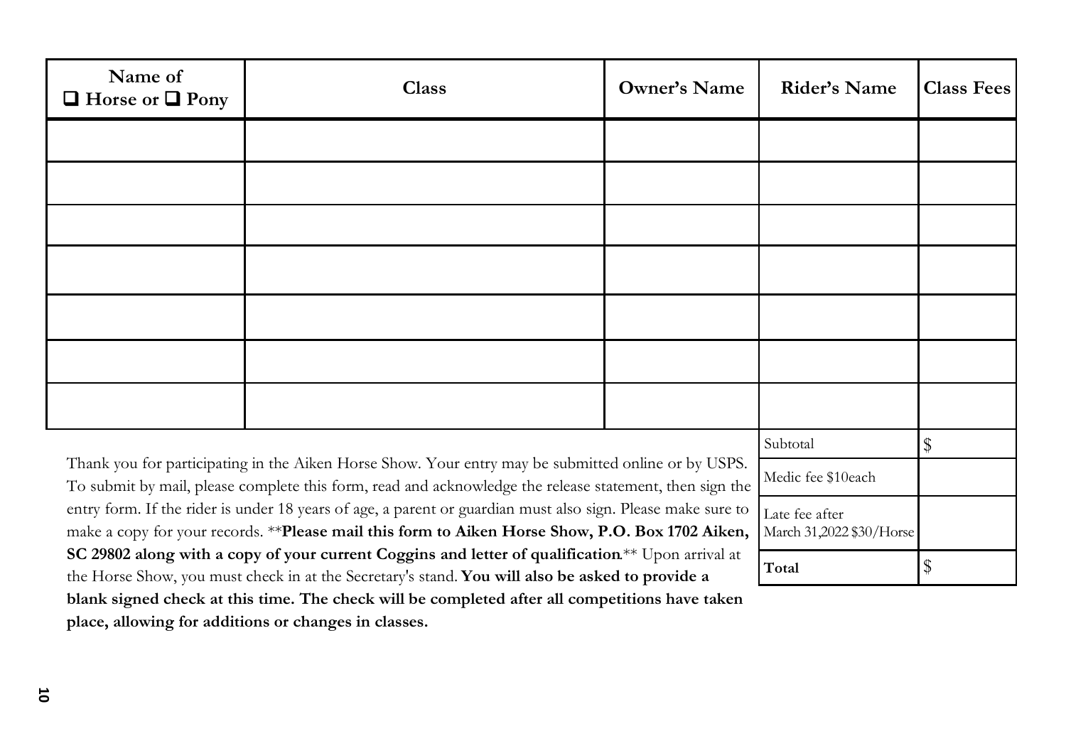| Name of ❑ Horse or ❑ Pony | Class | Owner's Name | Rider's Name | Class Fees |
|---|---|---|---|---|
| | | | | |
| | | | | |
| | | | | |
| | | | | |
| | | | | |
| | | | | |
| | | | | |
| | | | Subtotal | $ |
| | | | Medic fee $10each | |
| | | | Late fee after March 31,2022 $30/Horse | |
| | | | **Total** | $ |

Thank you for participating in the Aiken Horse Show. Your entry may be submitted online or by USPS. To submit by mail, please complete this form, read and acknowledge the release statement, then sign the entry form. If the rider is under 18 years of age, a parent or guardian must also sign. Please make sure to make a copy for your records. ****Please mail this form to Aiken Horse Show, P.O. Box 1702 Aiken, SC 29802 along with a copy of your current Coggins and letter of qualification**.** Upon arrival at the Horse Show, you must check in at the Secretary's stand. **You will also be asked to provide a blank signed check at this time. The check will be completed after all competitions have taken place, allowing for additions or changes in classes.**